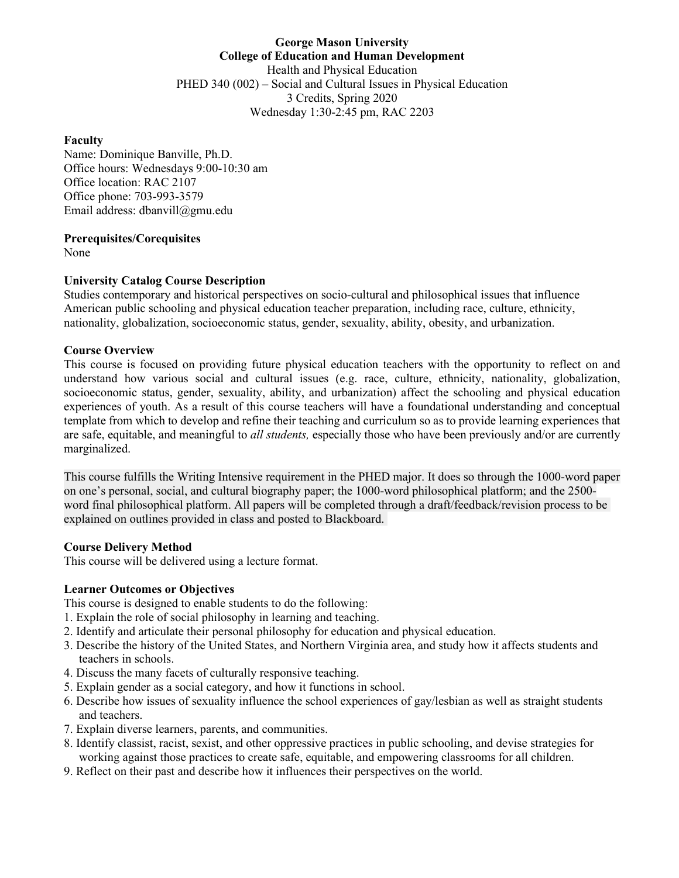**George Mason University**
**College of Education and Human Development**
Health and Physical Education
PHED 340 (002) – Social and Cultural Issues in Physical Education
3 Credits, Spring 2020
Wednesday 1:30-2:45 pm, RAC 2203

**Faculty**
Name: Dominique Banville, Ph.D.
Office hours: Wednesdays 9:00-10:30 am
Office location: RAC 2107
Office phone: 703-993-3579
Email address: dbanvill@gmu.edu

**Prerequisites/Corequisites**
None

**University Catalog Course Description**
Studies contemporary and historical perspectives on socio-cultural and philosophical issues that influence American public schooling and physical education teacher preparation, including race, culture, ethnicity, nationality, globalization, socioeconomic status, gender, sexuality, ability, obesity, and urbanization.

**Course Overview**
This course is focused on providing future physical education teachers with the opportunity to reflect on and understand how various social and cultural issues (e.g. race, culture, ethnicity, nationality, globalization, socioeconomic status, gender, sexuality, ability, and urbanization) affect the schooling and physical education experiences of youth. As a result of this course teachers will have a foundational understanding and conceptual template from which to develop and refine their teaching and curriculum so as to provide learning experiences that are safe, equitable, and meaningful to *all students,* especially those who have been previously and/or are currently marginalized.

This course fulfills the Writing Intensive requirement in the PHED major. It does so through the 1000-word paper on one's personal, social, and cultural biography paper; the 1000-word philosophical platform; and the 2500-word final philosophical platform. All papers will be completed through a draft/feedback/revision process to be explained on outlines provided in class and posted to Blackboard.

**Course Delivery Method**
This course will be delivered using a lecture format.

**Learner Outcomes or Objectives**
This course is designed to enable students to do the following:

1. Explain the role of social philosophy in learning and teaching.
2. Identify and articulate their personal philosophy for education and physical education.
3. Describe the history of the United States, and Northern Virginia area, and study how it affects students and teachers in schools.
4. Discuss the many facets of culturally responsive teaching.
5. Explain gender as a social category, and how it functions in school.
6. Describe how issues of sexuality influence the school experiences of gay/lesbian as well as straight students and teachers.
7. Explain diverse learners, parents, and communities.
8. Identify classist, racist, sexist, and other oppressive practices in public schooling, and devise strategies for working against those practices to create safe, equitable, and empowering classrooms for all children.
9. Reflect on their past and describe how it influences their perspectives on the world.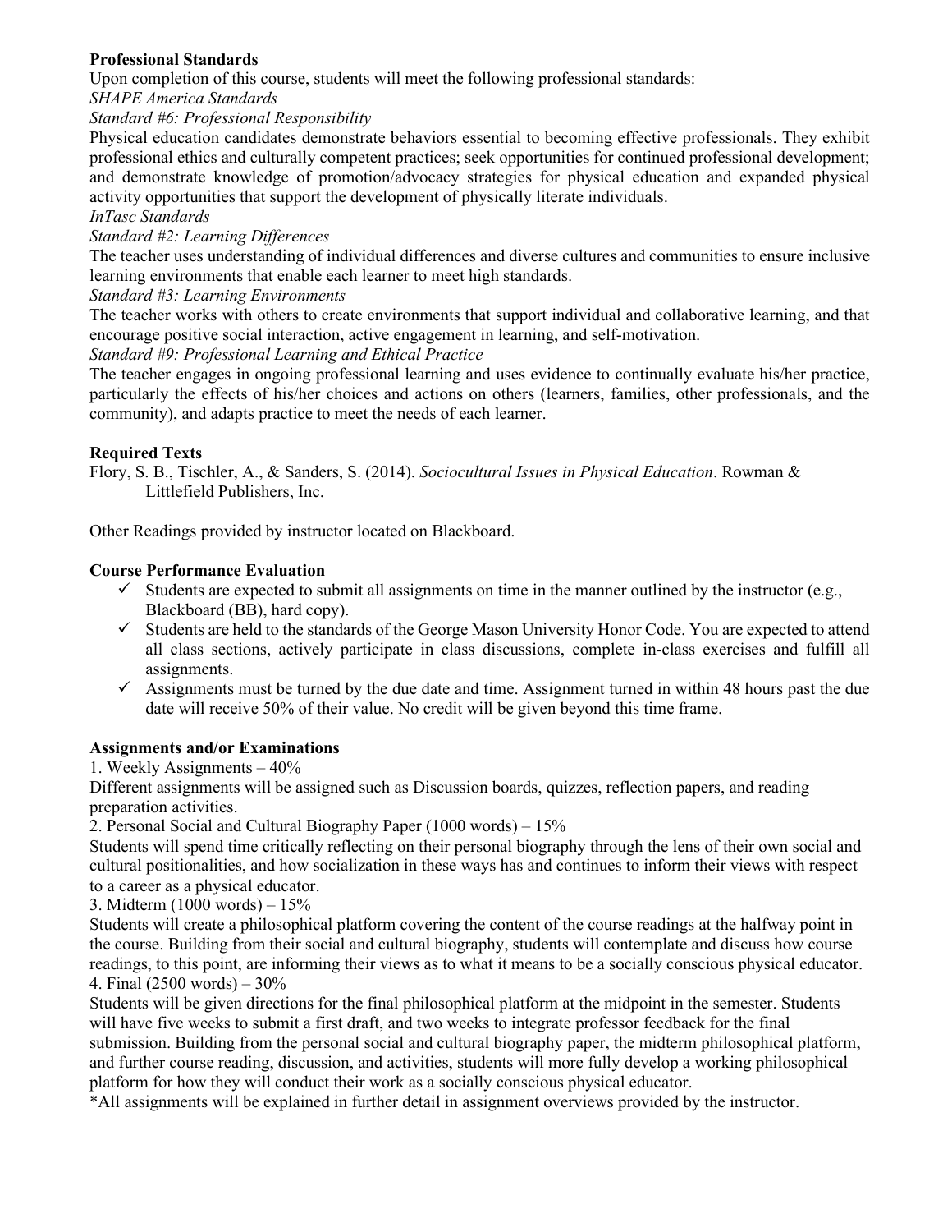**Professional Standards**

Upon completion of this course, students will meet the following professional standards:

*SHAPE America Standards*

*Standard #6: Professional Responsibility*

Physical education candidates demonstrate behaviors essential to becoming effective professionals. They exhibit professional ethics and culturally competent practices; seek opportunities for continued professional development; and demonstrate knowledge of promotion/advocacy strategies for physical education and expanded physical activity opportunities that support the development of physically literate individuals.

*InTasc Standards*

*Standard #2: Learning Differences*

The teacher uses understanding of individual differences and diverse cultures and communities to ensure inclusive learning environments that enable each learner to meet high standards.

*Standard #3: Learning Environments*

The teacher works with others to create environments that support individual and collaborative learning, and that encourage positive social interaction, active engagement in learning, and self-motivation.

*Standard #9: Professional Learning and Ethical Practice*

The teacher engages in ongoing professional learning and uses evidence to continually evaluate his/her practice, particularly the effects of his/her choices and actions on others (learners, families, other professionals, and the community), and adapts practice to meet the needs of each learner.

**Required Texts**

Flory, S. B., Tischler, A., & Sanders, S. (2014). *Sociocultural Issues in Physical Education*. Rowman & Littlefield Publishers, Inc.

Other Readings provided by instructor located on Blackboard.

**Course Performance Evaluation**

- ✓ Students are expected to submit all assignments on time in the manner outlined by the instructor (e.g., Blackboard (BB), hard copy).
- ✓ Students are held to the standards of the George Mason University Honor Code. You are expected to attend all class sections, actively participate in class discussions, complete in-class exercises and fulfill all assignments.
- ✓ Assignments must be turned by the due date and time. Assignment turned in within 48 hours past the due date will receive 50% of their value. No credit will be given beyond this time frame.

**Assignments and/or Examinations**

1. Weekly Assignments – 40%

Different assignments will be assigned such as Discussion boards, quizzes, reflection papers, and reading preparation activities.

2. Personal Social and Cultural Biography Paper (1000 words) – 15%

Students will spend time critically reflecting on their personal biography through the lens of their own social and cultural positionalities, and how socialization in these ways has and continues to inform their views with respect to a career as a physical educator.

3. Midterm (1000 words) – 15%

Students will create a philosophical platform covering the content of the course readings at the halfway point in the course. Building from their social and cultural biography, students will contemplate and discuss how course readings, to this point, are informing their views as to what it means to be a socially conscious physical educator.

4. Final (2500 words) – 30%

Students will be given directions for the final philosophical platform at the midpoint in the semester. Students will have five weeks to submit a first draft, and two weeks to integrate professor feedback for the final submission. Building from the personal social and cultural biography paper, the midterm philosophical platform, and further course reading, discussion, and activities, students will more fully develop a working philosophical platform for how they will conduct their work as a socially conscious physical educator.

*All assignments will be explained in further detail in assignment overviews provided by the instructor.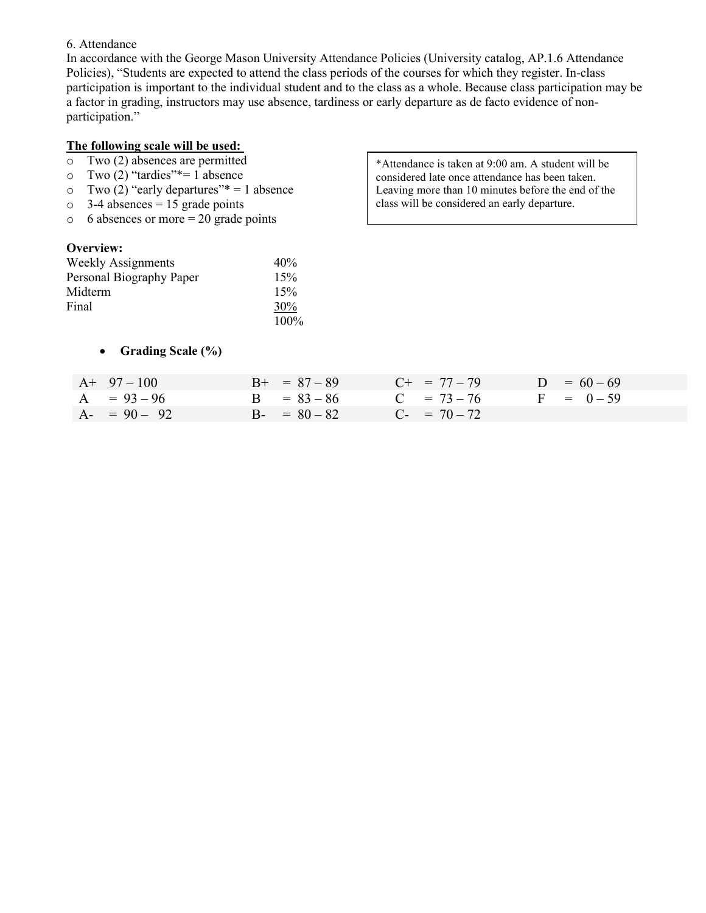6. Attendance

In accordance with the George Mason University Attendance Policies (University catalog, AP.1.6 Attendance Policies), "Students are expected to attend the class periods of the courses for which they register. In-class participation is important to the individual student and to the class as a whole. Because class participation may be a factor in grading, instructors may use absence, tardiness or early departure as de facto evidence of non-participation."

**<u>The following scale will be used:</u>**

- Two (2) absences are permitted
- Two (2) "tardies"*= 1 absence
- Two (2) "early departures"* = 1 absence
- 3-4 absences = 15 grade points
- 6 absences or more = 20 grade points

*Attendance is taken at 9:00 am. A student will be considered late once attendance has been taken. Leaving more than 10 minutes before the end of the class will be considered an early departure.

**Overview:**

| | |
|---|---|
| Weekly Assignments | 40% |
| Personal Biography Paper | 15% |
| Midterm | 15% |
| Final | 30% |
| | 100% |

- **Grading Scale (%)**

| | | | |
|---|---|---|---|
| A+ 97 – 100 | B+ = 87 – 89 | C+ = 77 – 79 | D = 60 – 69 |
| A = 93 – 96 | B = 83 – 86 | C = 73 – 76 | F = 0 – 59 |
| A- = 90 – 92 | B- = 80 – 82 | C- = 70 – 72 | |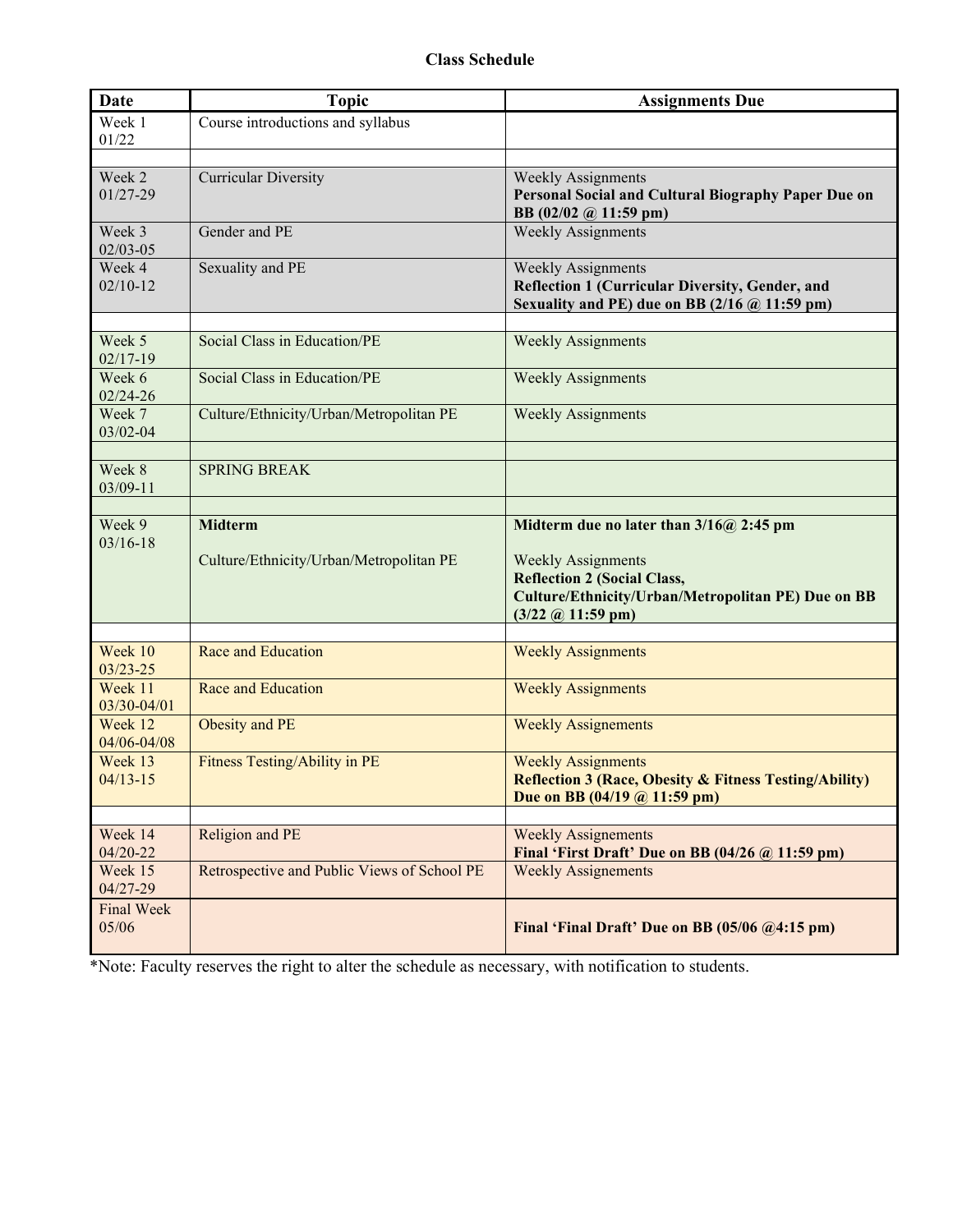### Class Schedule

| Date | Topic | Assignments Due |
|---|---|---|
| Week 1 01/22 | Course introductions and syllabus | |
| | | |
| Week 2 01/27-29 | Curricular Diversity | Weekly Assignments **Personal Social and Cultural Biography Paper Due on BB (02/02 @ 11:59 pm)** |
| Week 3 02/03-05 | Gender and PE | Weekly Assignments |
| Week 4 02/10-12 | Sexuality and PE | Weekly Assignments **Reflection 1 (Curricular Diversity, Gender, and Sexuality and PE) due on BB (2/16 @ 11:59 pm)** |
| | | |
| Week 5 02/17-19 | Social Class in Education/PE | Weekly Assignments |
| Week 6 02/24-26 | Social Class in Education/PE | Weekly Assignments |
| Week 7 03/02-04 | Culture/Ethnicity/Urban/Metropolitan PE | Weekly Assignments |
| | | |
| Week 8 03/09-11 | SPRING BREAK | |
| | | |
| Week 9 03/16-18 | **Midterm** Culture/Ethnicity/Urban/Metropolitan PE | **Midterm due no later than 3/16@ 2:45 pm** Weekly Assignments **Reflection 2 (Social Class, Culture/Ethnicity/Urban/Metropolitan PE) Due on BB (3/22 @ 11:59 pm)** |
| | | |
| Week 10 03/23-25 | Race and Education | Weekly Assignments |
| Week 11 03/30-04/01 | Race and Education | Weekly Assignments |
| Week 12 04/06-04/08 | Obesity and PE | Weekly Assignements |
| Week 13 04/13-15 | Fitness Testing/Ability in PE | Weekly Assignments **Reflection 3 (Race, Obesity & Fitness Testing/Ability) Due on BB (04/19 @ 11:59 pm)** |
| | | |
| Week 14 04/20-22 | Religion and PE | Weekly Assignements **Final 'First Draft' Due on BB (04/26 @ 11:59 pm)** |
| Week 15 04/27-29 | Retrospective and Public Views of School PE | Weekly Assignements |
| Final Week 05/06 | | **Final 'Final Draft' Due on BB (05/06 @4:15 pm)** |

*Note: Faculty reserves the right to alter the schedule as necessary, with notification to students.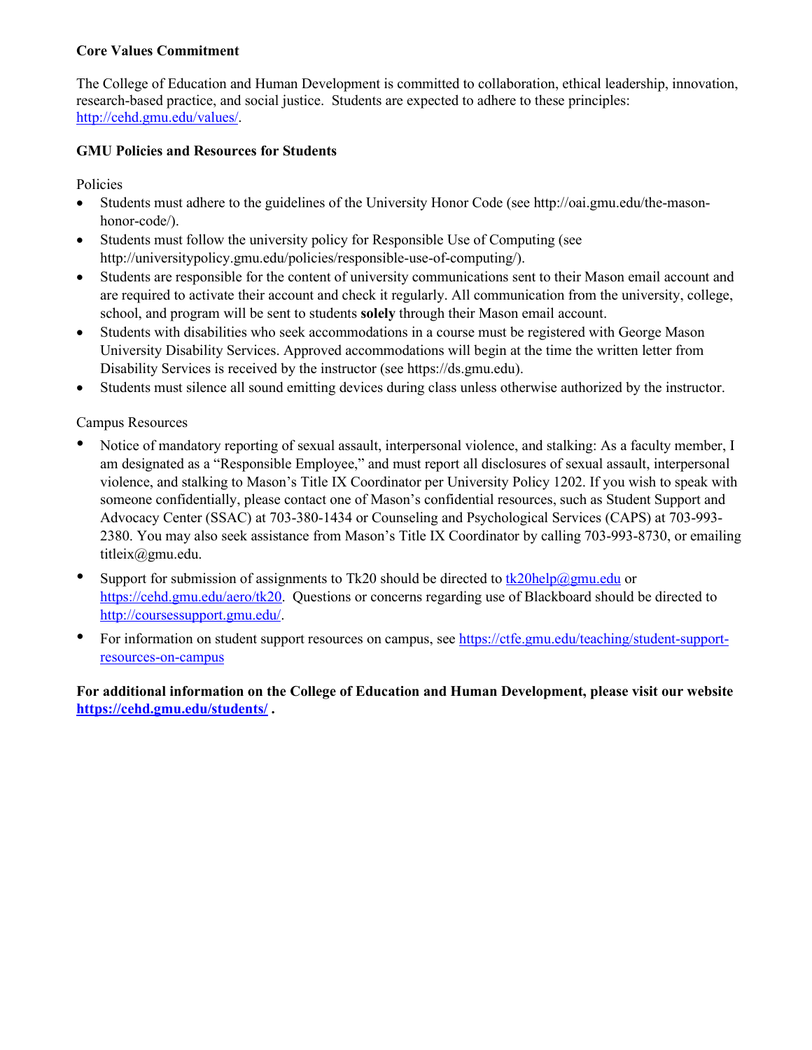**Core Values Commitment**

The College of Education and Human Development is committed to collaboration, ethical leadership, innovation, research-based practice, and social justice. Students are expected to adhere to these principles: http://cehd.gmu.edu/values/.

**GMU Policies and Resources for Students**

Policies

- Students must adhere to the guidelines of the University Honor Code (see http://oai.gmu.edu/the-mason-honor-code/).
- Students must follow the university policy for Responsible Use of Computing (see http://universitypolicy.gmu.edu/policies/responsible-use-of-computing/).
- Students are responsible for the content of university communications sent to their Mason email account and are required to activate their account and check it regularly. All communication from the university, college, school, and program will be sent to students **solely** through their Mason email account.
- Students with disabilities who seek accommodations in a course must be registered with George Mason University Disability Services. Approved accommodations will begin at the time the written letter from Disability Services is received by the instructor (see https://ds.gmu.edu).
- Students must silence all sound emitting devices during class unless otherwise authorized by the instructor.

Campus Resources

- Notice of mandatory reporting of sexual assault, interpersonal violence, and stalking: As a faculty member, I am designated as a "Responsible Employee," and must report all disclosures of sexual assault, interpersonal violence, and stalking to Mason's Title IX Coordinator per University Policy 1202. If you wish to speak with someone confidentially, please contact one of Mason's confidential resources, such as Student Support and Advocacy Center (SSAC) at 703-380-1434 or Counseling and Psychological Services (CAPS) at 703-993-2380. You may also seek assistance from Mason's Title IX Coordinator by calling 703-993-8730, or emailing titleix@gmu.edu.
- Support for submission of assignments to Tk20 should be directed to tk20help@gmu.edu or https://cehd.gmu.edu/aero/tk20. Questions or concerns regarding use of Blackboard should be directed to http://coursessupport.gmu.edu/.
- For information on student support resources on campus, see https://ctfe.gmu.edu/teaching/student-support-resources-on-campus

**For additional information on the College of Education and Human Development, please visit our website https://cehd.gmu.edu/students/ .**